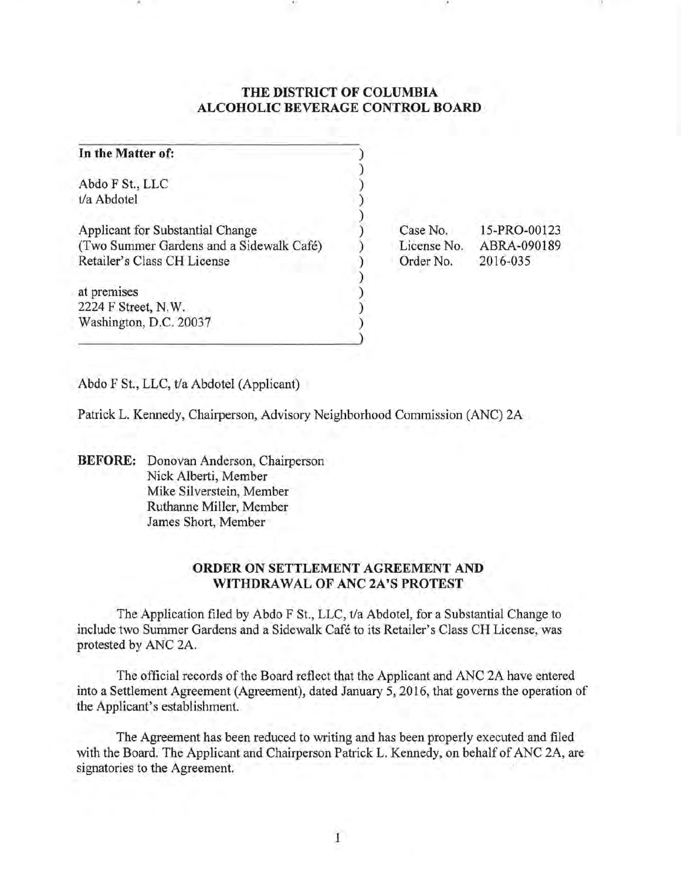# THE DISTRICT OF COLUMBIA ALCOHOLIC BEVERAGE CONTROL BOARD

| | |
|---|---|
| **In the Matter of:** | |
| Abdo F St., LLC<br>t/a Abdotel | |
| Applicant for Substantial Change<br>(Two Summer Gardens and a Sidewalk Café)<br>Retailer's Class CH License | Case No. 15-PRO-00123<br>License No. ABRA-090189<br>Order No. 2016-035 |
| at premises<br>2224 F Street, N.W.<br>Washington, D.C. 20037 | |

Abdo F St., LLC, t/a Abdotel (Applicant)

Patrick L. Kennedy, Chairperson, Advisory Neighborhood Commission (ANC) 2A

**BEFORE:** Donovan Anderson, Chairperson
Nick Alberti, Member
Mike Silverstein, Member
Ruthanne Miller, Member
James Short, Member

## ORDER ON SETTLEMENT AGREEMENT AND WITHDRAWAL OF ANC 2A'S PROTEST

The Application filed by Abdo F St., LLC, t/a Abdotel, for a Substantial Change to include two Summer Gardens and a Sidewalk Café to its Retailer's Class CH License, was protested by ANC 2A.

The official records of the Board reflect that the Applicant and ANC 2A have entered into a Settlement Agreement (Agreement), dated January 5, 2016, that governs the operation of the Applicant's establishment.

The Agreement has been reduced to writing and has been properly executed and filed with the Board. The Applicant and Chairperson Patrick L. Kennedy, on behalf of ANC 2A, are signatories to the Agreement.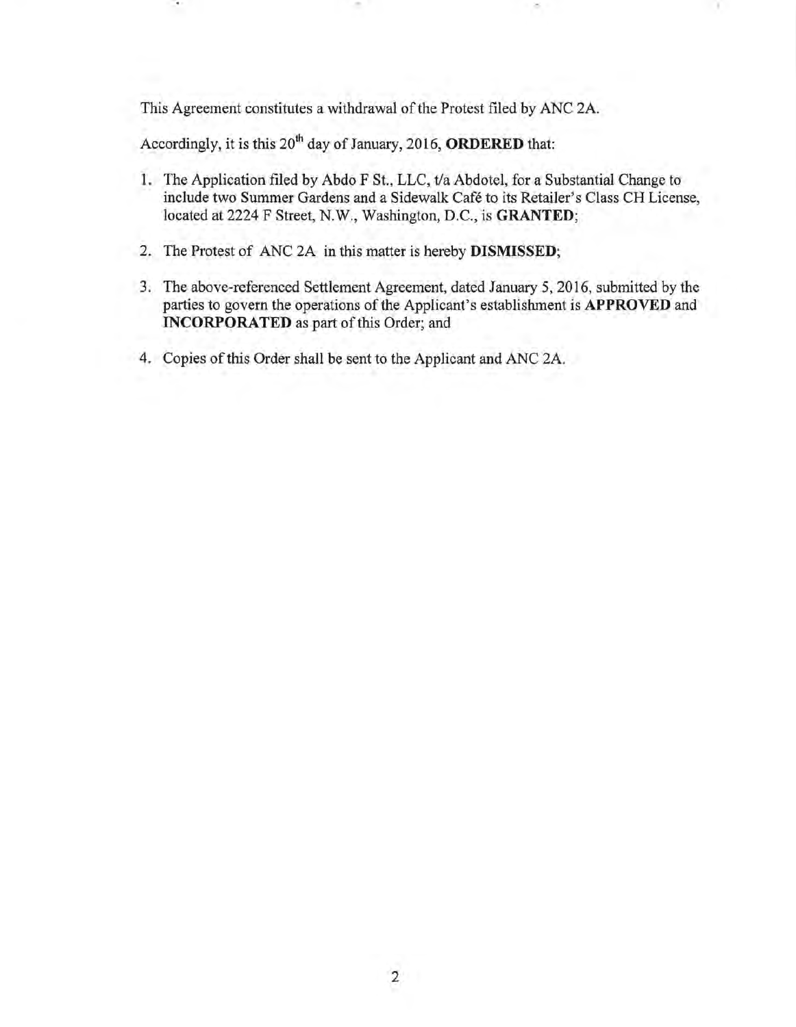This Agreement constitutes a withdrawal of the Protest filed by ANC 2A.

Accordingly, it is this 20th day of January, 2016, **ORDERED** that:

1. The Application filed by Abdo F St., LLC, t/a Abdotel, for a Substantial Change to include two Summer Gardens and a Sidewalk Café to its Retailer's Class CH License, located at 2224 F Street, N.W., Washington, D.C., is **GRANTED**;
2. The Protest of ANC 2A in this matter is hereby **DISMISSED**;
3. The above-referenced Settlement Agreement, dated January 5, 2016, submitted by the parties to govern the operations of the Applicant's establishment is **APPROVED** and **INCORPORATED** as part of this Order; and
4. Copies of this Order shall be sent to the Applicant and ANC 2A.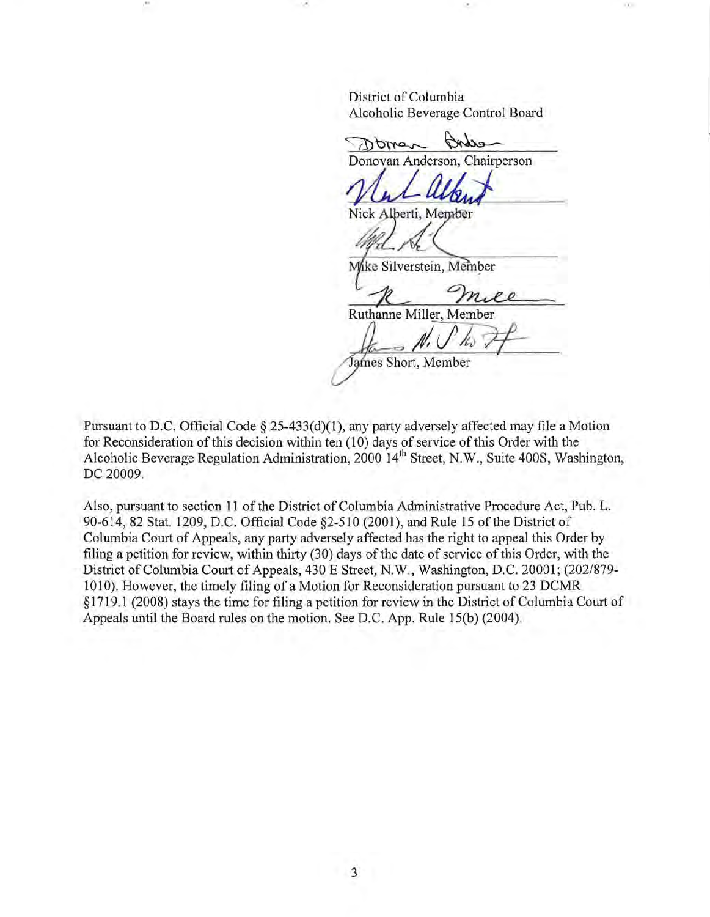District of Columbia
Alcoholic Beverage Control Board

Donovan Anderson, Chairperson

Nick Alberti, Member

Mike Silverstein, Member

Ruthanne Miller, Member

James Short, Member

Pursuant to D.C. Official Code § 25-433(d)(1), any party adversely affected may file a Motion for Reconsideration of this decision within ten (10) days of service of this Order with the Alcoholic Beverage Regulation Administration, 2000 14th Street, N.W., Suite 400S, Washington, DC 20009.

Also, pursuant to section 11 of the District of Columbia Administrative Procedure Act, Pub. L. 90-614, 82 Stat. 1209, D.C. Official Code §2-510 (2001), and Rule 15 of the District of Columbia Court of Appeals, any party adversely affected has the right to appeal this Order by filing a petition for review, within thirty (30) days of the date of service of this Order, with the District of Columbia Court of Appeals, 430 E Street, N.W., Washington, D.C. 20001; (202/879-1010). However, the timely filing of a Motion for Reconsideration pursuant to 23 DCMR §1719.1 (2008) stays the time for filing a petition for review in the District of Columbia Court of Appeals until the Board rules on the motion. See D.C. App. Rule 15(b) (2004).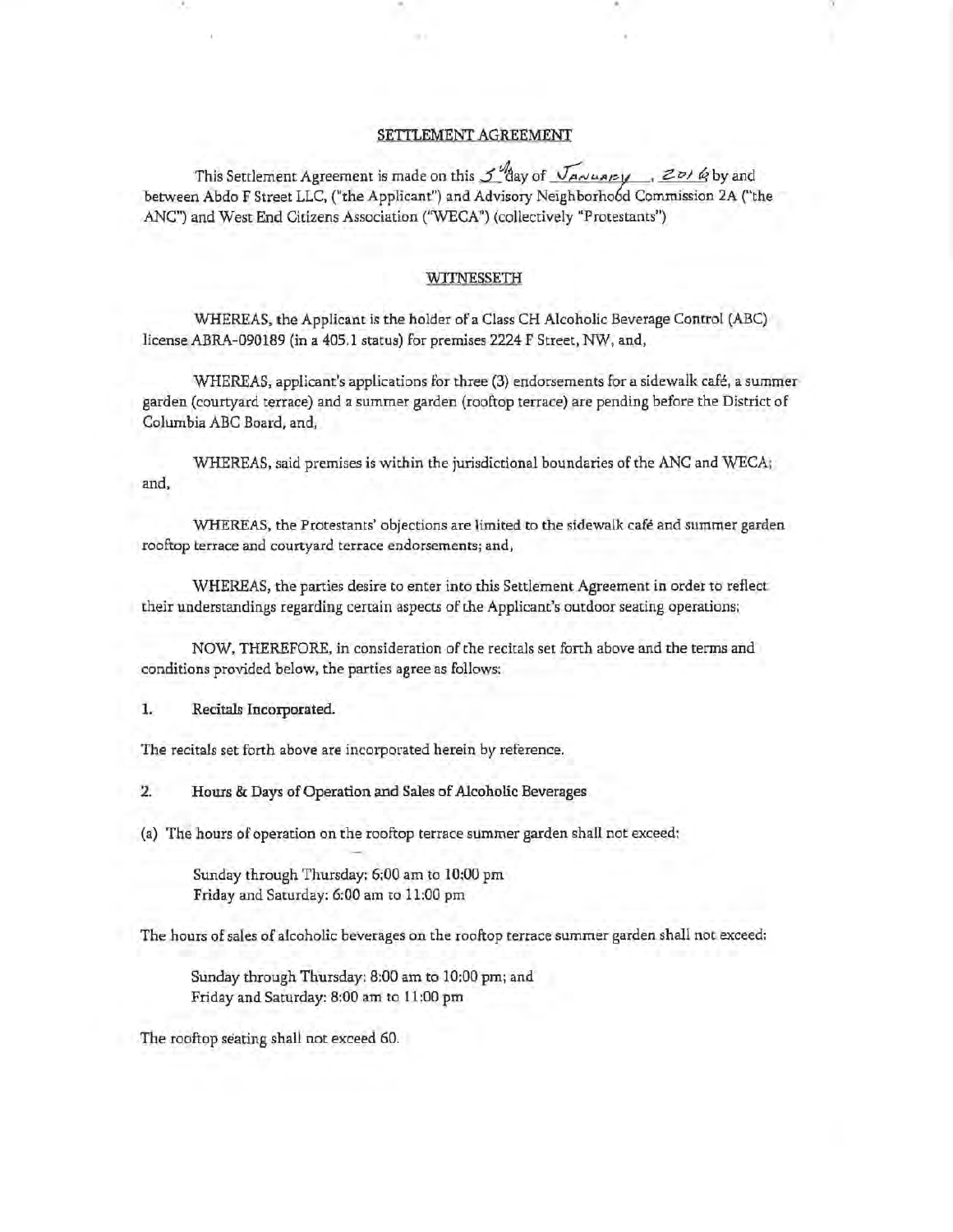## SETTLEMENT AGREEMENT

This Settlement Agreement is made on this 5th day of January, 2016 by and between Abdo F Street LLC, ("the Applicant") and Advisory Neighborhood Commission 2A ("the ANC") and West End Citizens Association ("WECA") (collectively "Protestants")

### WITNESSETH

WHEREAS, the Applicant is the holder of a Class CH Alcoholic Beverage Control (ABC) license ABRA-090189 (in a 405.1 status) for premises 2224 F Street, NW, and,

WHEREAS, applicant's applications for three (3) endorsements for a sidewalk café, a summer garden (courtyard terrace) and a summer garden (rooftop terrace) are pending before the District of Columbia ABC Board, and,

WHEREAS, said premises is within the jurisdictional boundaries of the ANC and WECA; and,

WHEREAS, the Protestants' objections are limited to the sidewalk café and summer garden rooftop terrace and courtyard terrace endorsements; and,

WHEREAS, the parties desire to enter into this Settlement Agreement in order to reflect their understandings regarding certain aspects of the Applicant's outdoor seating operations;

NOW, THEREFORE, in consideration of the recitals set forth above and the terms and conditions provided below, the parties agree as follows:

**1. Recitals Incorporated.**

The recitals set forth above are incorporated herein by reference.

**2. Hours & Days of Operation and Sales of Alcoholic Beverages**

(a) The hours of operation on the rooftop terrace summer garden shall not exceed:

Sunday through Thursday: 6:00 am to 10:00 pm
Friday and Saturday: 6:00 am to 11:00 pm

The hours of sales of alcoholic beverages on the rooftop terrace summer garden shall not exceed:

Sunday through Thursday: 8:00 am to 10:00 pm; and
Friday and Saturday: 8:00 am to 11:00 pm

The rooftop seating shall not exceed 60.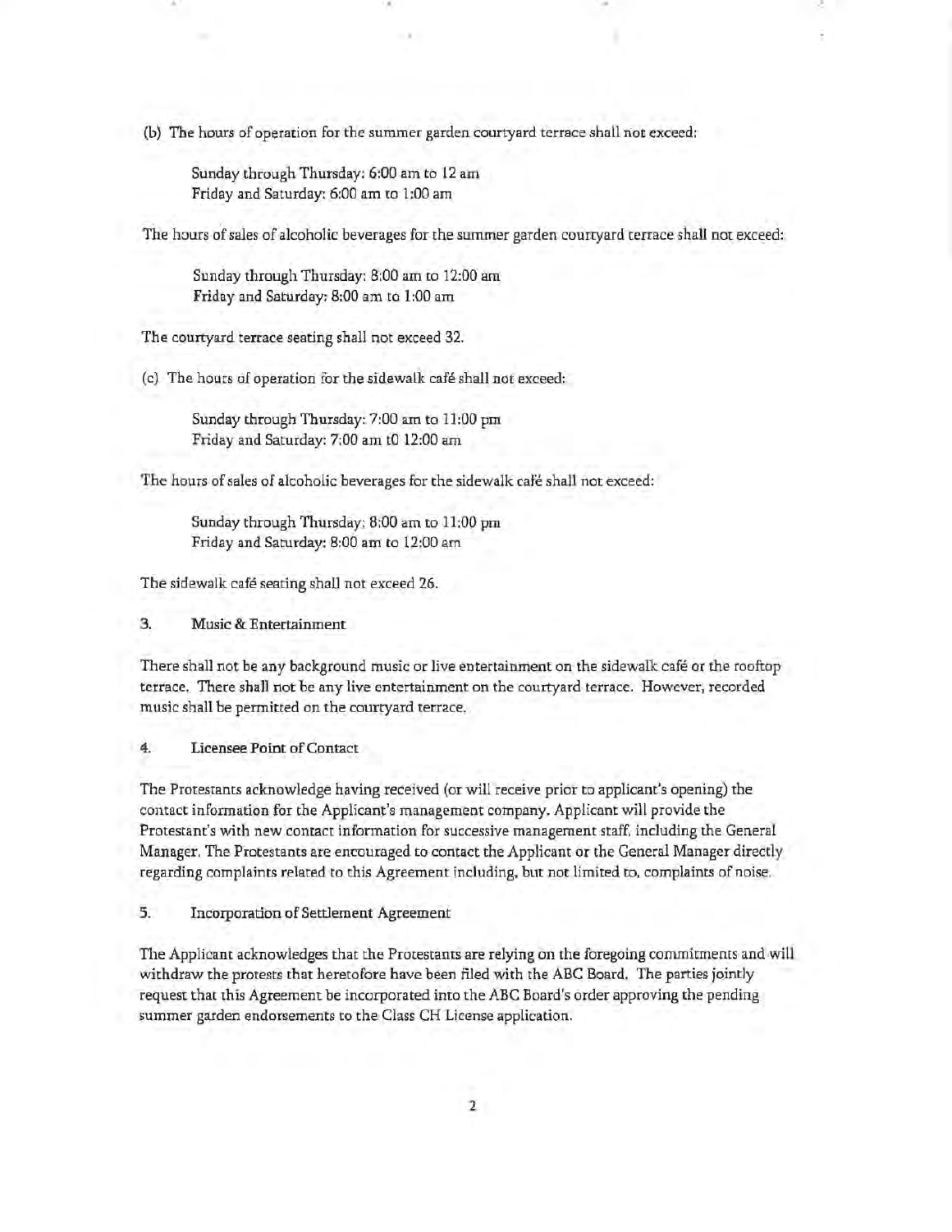(b) The hours of operation for the summer garden courtyard terrace shall not exceed:

Sunday through Thursday: 6:00 am to 12 am
Friday and Saturday: 6:00 am to 1:00 am

The hours of sales of alcoholic beverages for the summer garden courtyard terrace shall not exceed:

Sunday through Thursday: 8:00 am to 12:00 am
Friday and Saturday: 8:00 am to 1:00 am

The courtyard terrace seating shall not exceed 32.

(c) The hours of operation for the sidewalk café shall not exceed:

Sunday through Thursday: 7:00 am to 11:00 pm
Friday and Saturday: 7:00 am t0 12:00 am

The hours of sales of alcoholic beverages for the sidewalk café shall not exceed:

Sunday through Thursday: 8:00 am to 11:00 pm
Friday and Saturday: 8:00 am to 12:00 am

The sidewalk café seating shall not exceed 26.

3. Music & Entertainment

There shall not be any background music or live entertainment on the sidewalk café or the rooftop terrace. There shall not be any live entertainment on the courtyard terrace. However, recorded music shall be permitted on the courtyard terrace.

4. Licensee Point of Contact

The Protestants acknowledge having received (or will receive prior to applicant's opening) the contact information for the Applicant's management company. Applicant will provide the Protestant's with new contact information for successive management staff, including the General Manager. The Protestants are encouraged to contact the Applicant or the General Manager directly regarding complaints related to this Agreement including, but not limited to, complaints of noise.

5. Incorporation of Settlement Agreement

The Applicant acknowledges that the Protestants are relying on the foregoing commitments and will withdraw the protests that heretofore have been filed with the ABC Board. The parties jointly request that this Agreement be incorporated into the ABC Board's order approving the pending summer garden endorsements to the Class CH License application.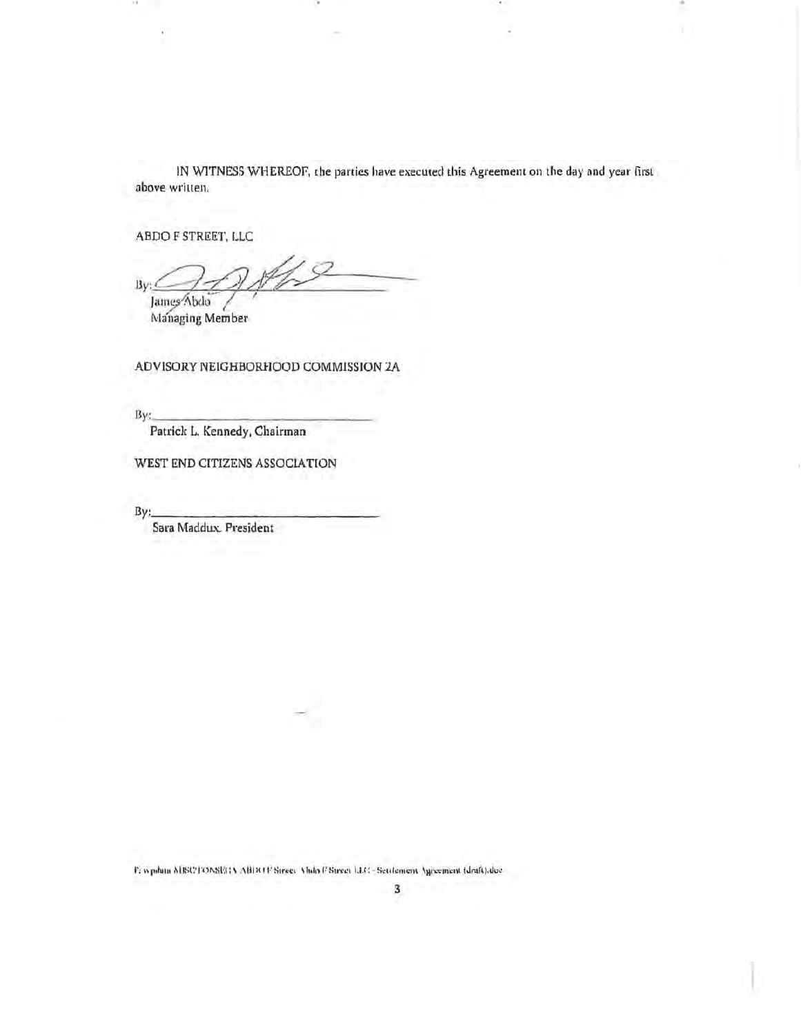IN WITNESS WHEREOF, the parties have executed this Agreement on the day and year first above written.

ABDO F STREET, LLC

By: ______________________________
James Abdo
Managing Member

ADVISORY NEIGHBORHOOD COMMISSION 2A

By: ______________________________
Patrick L. Kennedy, Chairman

WEST END CITIZENS ASSOCIATION

By: ______________________________
Sara Maddux. President

F:\wpdata\MISC\TONSEI\ABDO F Street\Abdo F Street LLC - Settlement Agreement (draft).doc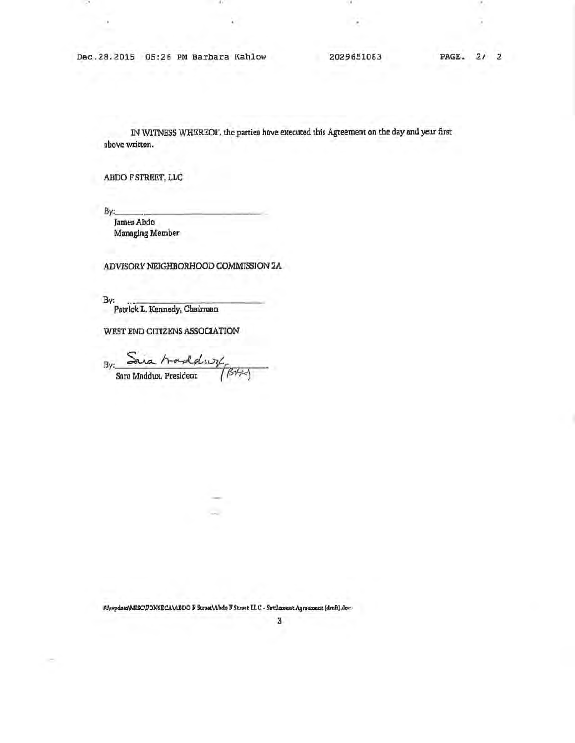IN WITNESS WHEREOF, the parties have executed this Agreement on the day and year first above written.

ABDO F STREET, LLC

By:\_\_\_\_\_\_\_\_\_\_\_\_\_\_\_\_\_\_\_\_\_\_\_\_\_\_\_\_
James Abdo
Managing Member

ADVISORY NEIGHBORHOOD COMMISSION 2A

By:\_\_\_\_\_\_\_\_\_\_\_\_\_\_\_\_\_\_\_\_\_\_\_\_\_\_\_\_
Patrick L. Kennedy, Chairman

WEST END CITIZENS ASSOCIATION

By: Sara Maddux (BK)
Sara Maddux, President

F:\wpdata\MISC\FONSECA\ABDO F Street\Abdo F Street LLC - Settlement Agreement (draft).doc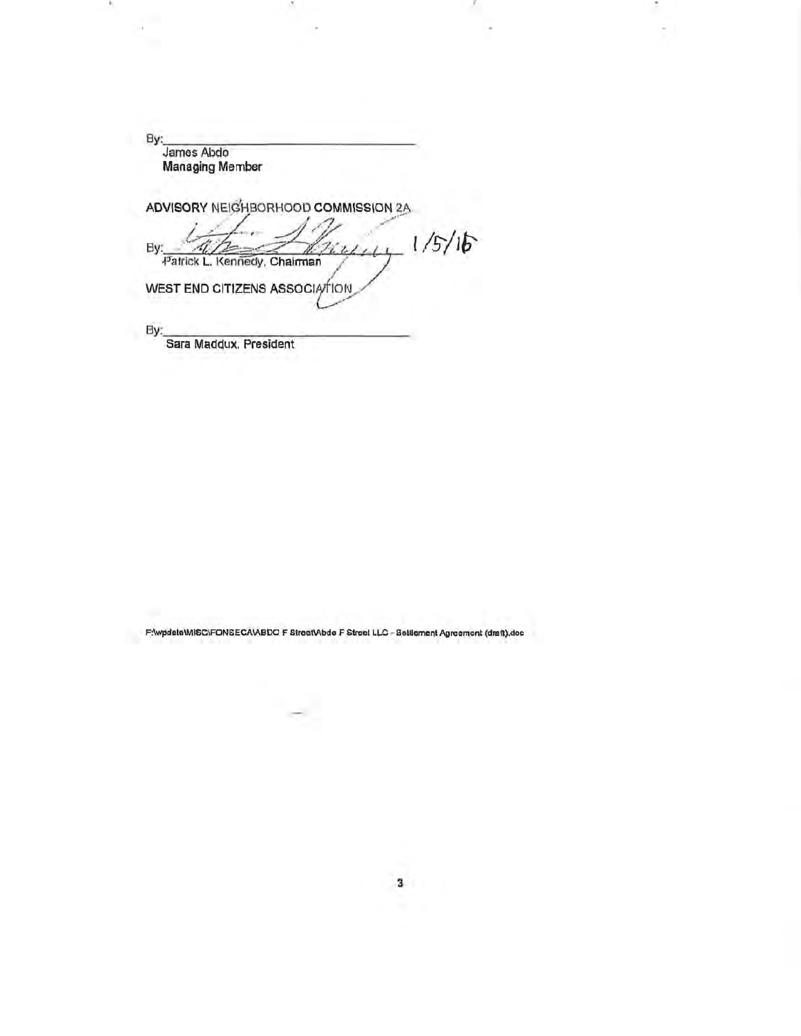By:______________________________
James Abdo
Managing Member

ADVISORY NEIGHBORHOOD COMMISSION 2A

By:______________________________ 1/5/16
Patrick L. Kennedy, Chairman

WEST END CITIZENS ASSOCIATION

By:______________________________
Sara Maddux, President

F:\wpdata\MISC\FONSECA\ABDO F Street\Abdo F Street LLC - Settlement Agreement (draft).doc